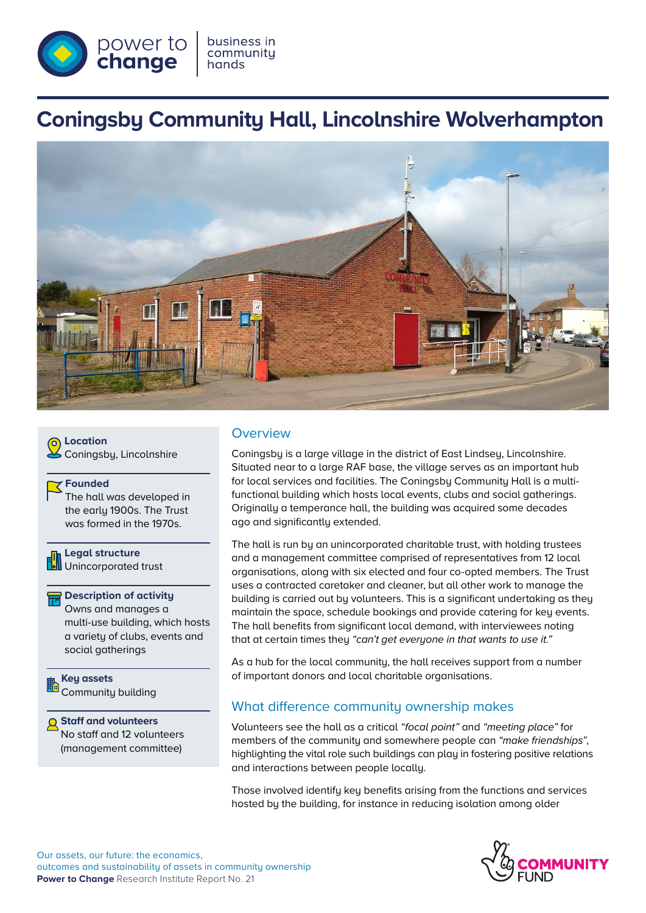power to change | business in community hands

# Coningsby Community Hall, Lincolnshire Wolverhampton

**Location**
Coningsby, Lincolnshire

**Founded**
The hall was developed in the early 1900s. The Trust was formed in the 1970s.

**Legal structure**
Unincorporated trust

**Description of activity**
Owns and manages a multi-use building, which hosts a variety of clubs, events and social gatherings

**Key assets**
Community building

**Staff and volunteers**
No staff and 12 volunteers (management committee)

## Overview

Coningsby is a large village in the district of East Lindsey, Lincolnshire. Situated near to a large RAF base, the village serves as an important hub for local services and facilities. The Coningsby Community Hall is a multi-functional building which hosts local events, clubs and social gatherings. Originally a temperance hall, the building was acquired some decades ago and significantly extended.

The hall is run by an unincorporated charitable trust, with holding trustees and a management committee comprised of representatives from 12 local organisations, along with six elected and four co-opted members. The Trust uses a contracted caretaker and cleaner, but all other work to manage the building is carried out by volunteers. This is a significant undertaking as they maintain the space, schedule bookings and provide catering for key events. The hall benefits from significant local demand, with interviewees noting that at certain times they *"can't get everyone in that wants to use it."*

As a hub for the local community, the hall receives support from a number of important donors and local charitable organisations.

## What difference community ownership makes

Volunteers see the hall as a critical *"focal point"* and *"meeting place"* for members of the community and somewhere people can *"make friendships"*, highlighting the vital role such buildings can play in fostering positive relations and interactions between people locally.

Those involved identify key benefits arising from the functions and services hosted by the building, for instance in reducing isolation among older

Our assets, our future: the economics, outcomes and sustainability of assets in community ownership
**Power to Change** Research Institute Report No. 21

COMMUNITY FUND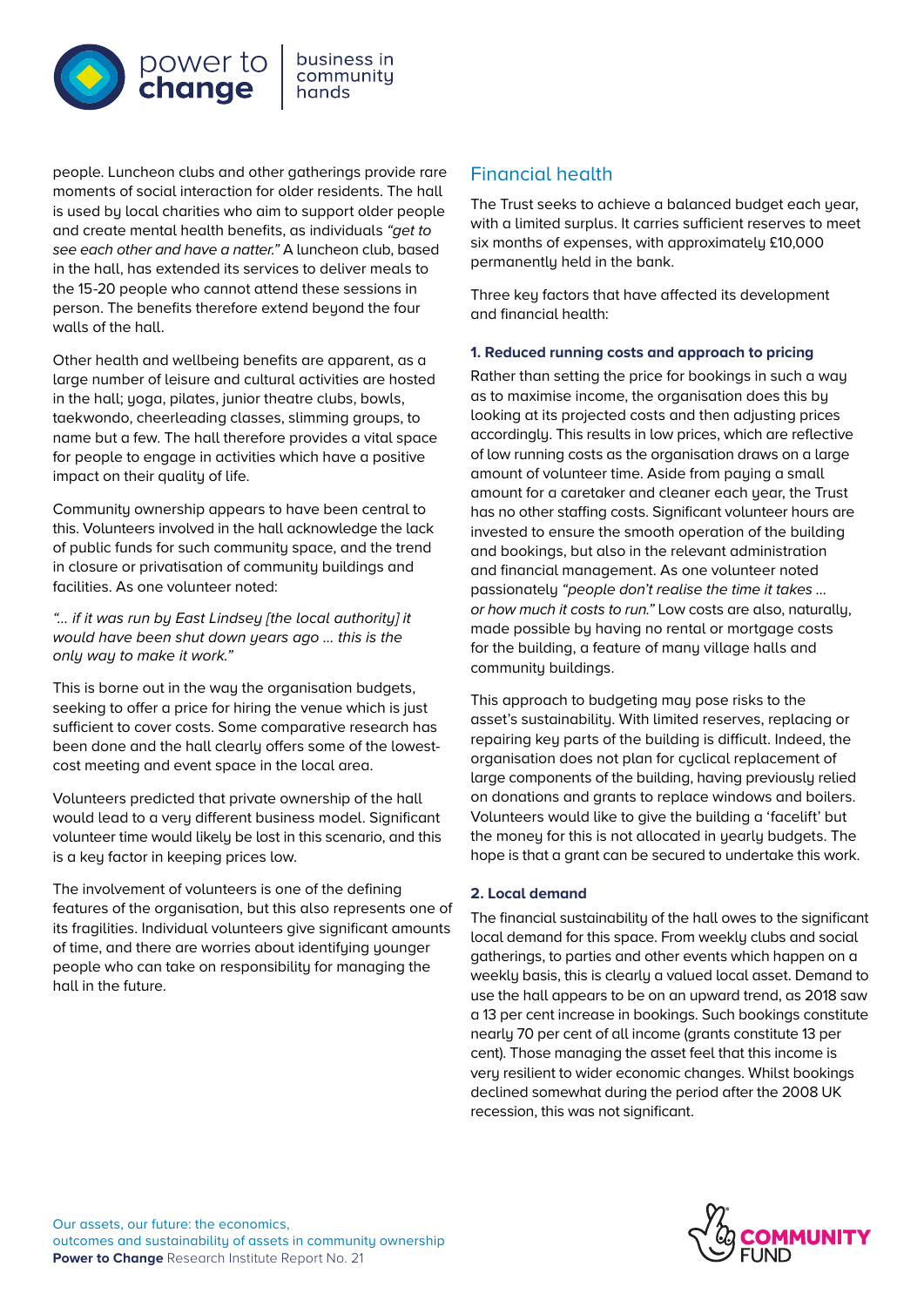people. Luncheon clubs and other gatherings provide rare moments of social interaction for older residents. The hall is used by local charities who aim to support older people and create mental health benefits, as individuals *"get to see each other and have a natter."* A luncheon club, based in the hall, has extended its services to deliver meals to the 15-20 people who cannot attend these sessions in person. The benefits therefore extend beyond the four walls of the hall.

Other health and wellbeing benefits are apparent, as a large number of leisure and cultural activities are hosted in the hall; yoga, pilates, junior theatre clubs, bowls, taekwondo, cheerleading classes, slimming groups, to name but a few. The hall therefore provides a vital space for people to engage in activities which have a positive impact on their quality of life.

Community ownership appears to have been central to this. Volunteers involved in the hall acknowledge the lack of public funds for such community space, and the trend in closure or privatisation of community buildings and facilities. As one volunteer noted:

*"... if it was run by East Lindsey [the local authority] it would have been shut down years ago ... this is the only way to make it work."*

This is borne out in the way the organisation budgets, seeking to offer a price for hiring the venue which is just sufficient to cover costs. Some comparative research has been done and the hall clearly offers some of the lowest-cost meeting and event space in the local area.

Volunteers predicted that private ownership of the hall would lead to a very different business model. Significant volunteer time would likely be lost in this scenario, and this is a key factor in keeping prices low.

The involvement of volunteers is one of the defining features of the organisation, but this also represents one of its fragilities. Individual volunteers give significant amounts of time, and there are worries about identifying younger people who can take on responsibility for managing the hall in the future.

## Financial health

The Trust seeks to achieve a balanced budget each year, with a limited surplus. It carries sufficient reserves to meet six months of expenses, with approximately £10,000 permanently held in the bank.

Three key factors that have affected its development and financial health:

**1. Reduced running costs and approach to pricing**

Rather than setting the price for bookings in such a way as to maximise income, the organisation does this by looking at its projected costs and then adjusting prices accordingly. This results in low prices, which are reflective of low running costs as the organisation draws on a large amount of volunteer time. Aside from paying a small amount for a caretaker and cleaner each year, the Trust has no other staffing costs. Significant volunteer hours are invested to ensure the smooth operation of the building and bookings, but also in the relevant administration and financial management. As one volunteer noted passionately *"people don't realise the time it takes ... or how much it costs to run."* Low costs are also, naturally, made possible by having no rental or mortgage costs for the building, a feature of many village halls and community buildings.

This approach to budgeting may pose risks to the asset's sustainability. With limited reserves, replacing or repairing key parts of the building is difficult. Indeed, the organisation does not plan for cyclical replacement of large components of the building, having previously relied on donations and grants to replace windows and boilers. Volunteers would like to give the building a 'facelift' but the money for this is not allocated in yearly budgets. The hope is that a grant can be secured to undertake this work.

**2. Local demand**

The financial sustainability of the hall owes to the significant local demand for this space. From weekly clubs and social gatherings, to parties and other events which happen on a weekly basis, this is clearly a valued local asset. Demand to use the hall appears to be on an upward trend, as 2018 saw a 13 per cent increase in bookings. Such bookings constitute nearly 70 per cent of all income (grants constitute 13 per cent). Those managing the asset feel that this income is very resilient to wider economic changes. Whilst bookings declined somewhat during the period after the 2008 UK recession, this was not significant.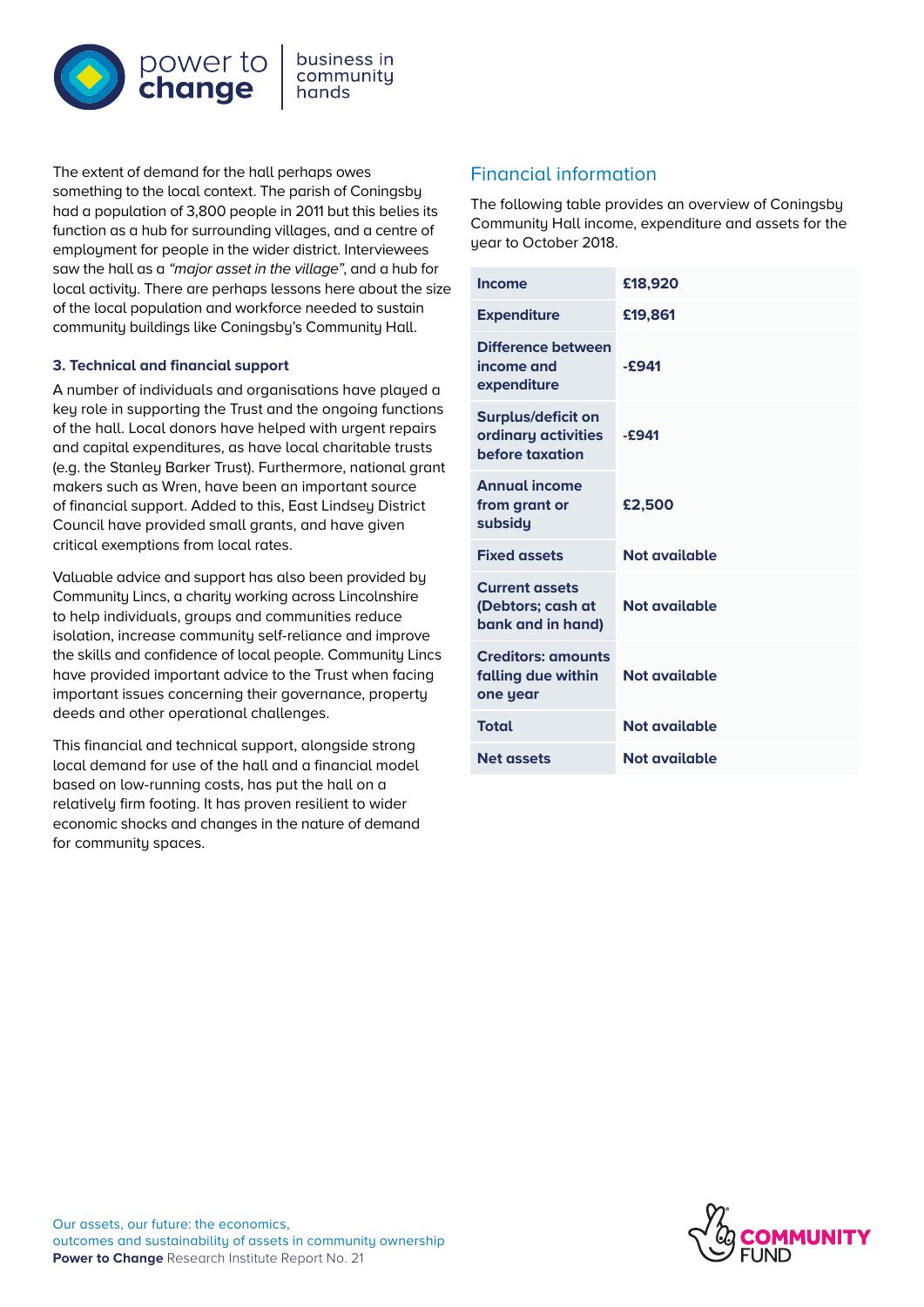The extent of demand for the hall perhaps owes something to the local context. The parish of Coningsby had a population of 3,800 people in 2011 but this belies its function as a hub for surrounding villages, and a centre of employment for people in the wider district. Interviewees saw the hall as a *"major asset in the village"*, and a hub for local activity. There are perhaps lessons here about the size of the local population and workforce needed to sustain community buildings like Coningsby's Community Hall.

#### 3. Technical and financial support

A number of individuals and organisations have played a key role in supporting the Trust and the ongoing functions of the hall. Local donors have helped with urgent repairs and capital expenditures, as have local charitable trusts (e.g. the Stanley Barker Trust). Furthermore, national grant makers such as Wren, have been an important source of financial support. Added to this, East Lindsey District Council have provided small grants, and have given critical exemptions from local rates.

Valuable advice and support has also been provided by Community Lincs, a charity working across Lincolnshire to help individuals, groups and communities reduce isolation, increase community self-reliance and improve the skills and confidence of local people. Community Lincs have provided important advice to the Trust when facing important issues concerning their governance, property deeds and other operational challenges.

This financial and technical support, alongside strong local demand for use of the hall and a financial model based on low-running costs, has put the hall on a relatively firm footing. It has proven resilient to wider economic shocks and changes in the nature of demand for community spaces.

## Financial information

The following table provides an overview of Coningsby Community Hall income, expenditure and assets for the year to October 2018.

| | |
|---|---|
| **Income** | **£18,920** |
| **Expenditure** | **£19,861** |
| **Difference between income and expenditure** | **-£941** |
| **Surplus/deficit on ordinary activities before taxation** | **-£941** |
| **Annual income from grant or subsidy** | **£2,500** |
| **Fixed assets** | **Not available** |
| **Current assets (Debtors; cash at bank and in hand)** | **Not available** |
| **Creditors: amounts falling due within one year** | **Not available** |
| **Total** | **Not available** |
| **Net assets** | **Not available** |